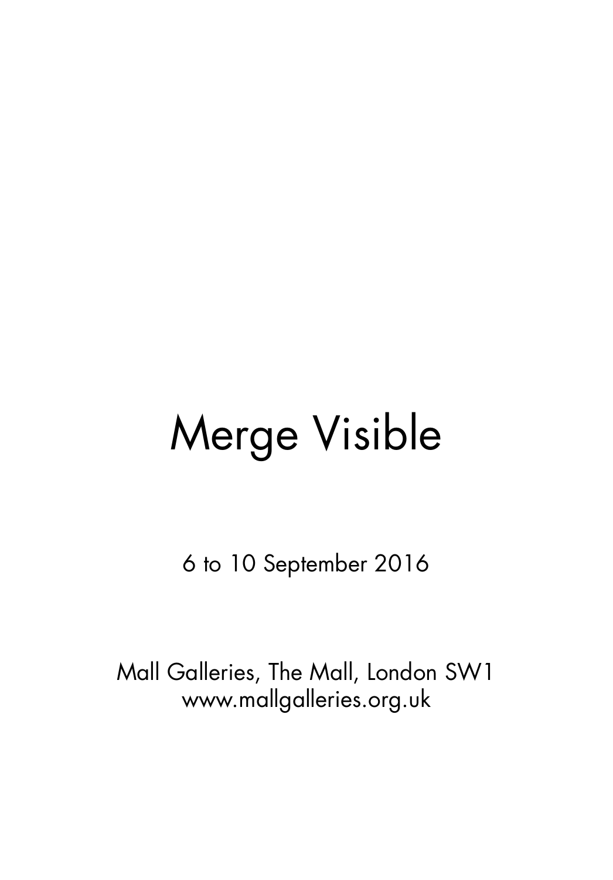# Merge Visible

6 to 10 September 2016

Mall Galleries, The Mall, London SW1
www.mallgalleries.org.uk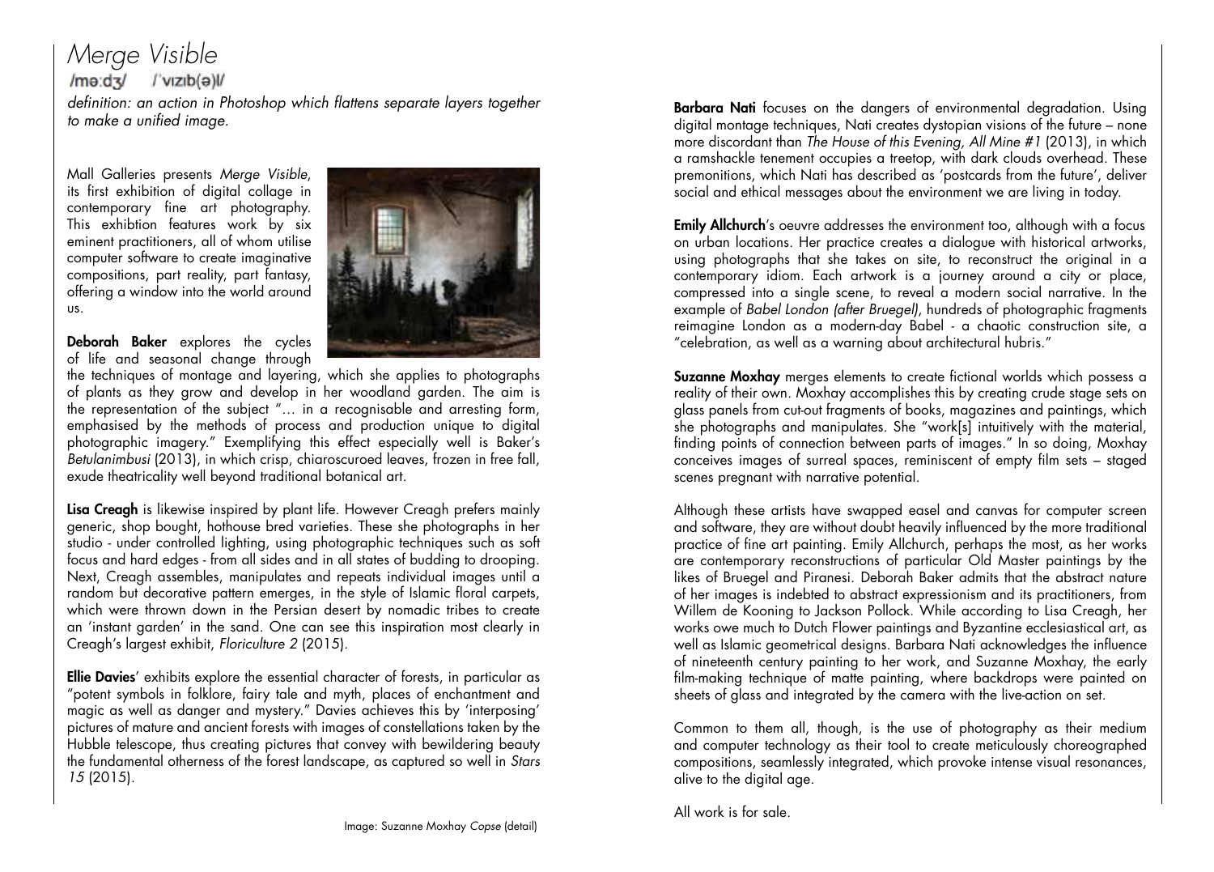# *Merge Visible*

/mɜːdʒ/ /ˈvɪzɪb(ə)l/

*definition: an action in Photoshop which flattens separate layers together to make a unified image.*

Mall Galleries presents *Merge Visible*, its first exhibition of digital collage in contemporary fine art photography. This exhibtion features work by six eminent practitioners, all of whom utilise computer software to create imaginative compositions, part reality, part fantasy, offering a window into the world around us.

**Deborah Baker** explores the cycles of life and seasonal change through the techniques of montage and layering, which she applies to photographs of plants as they grow and develop in her woodland garden. The aim is the representation of the subject "… in a recognisable and arresting form, emphasised by the methods of process and production unique to digital photographic imagery." Exemplifying this effect especially well is Baker's *Betulanimbusi* (2013), in which crisp, chiaroscuroed leaves, frozen in free fall, exude theatricality well beyond traditional botanical art.

**Lisa Creagh** is likewise inspired by plant life. However Creagh prefers mainly generic, shop bought, hothouse bred varieties. These she photographs in her studio - under controlled lighting, using photographic techniques such as soft focus and hard edges - from all sides and in all states of budding to drooping. Next, Creagh assembles, manipulates and repeats individual images until a random but decorative pattern emerges, in the style of Islamic floral carpets, which were thrown down in the Persian desert by nomadic tribes to create an 'instant garden' in the sand. One can see this inspiration most clearly in Creagh's largest exhibit, *Floriculture 2* (2015).

**Ellie Davies**' exhibits explore the essential character of forests, in particular as "potent symbols in folklore, fairy tale and myth, places of enchantment and magic as well as danger and mystery." Davies achieves this by 'interposing' pictures of mature and ancient forests with images of constellations taken by the Hubble telescope, thus creating pictures that convey with bewildering beauty the fundamental otherness of the forest landscape, as captured so well in *Stars 15* (2015).

Image: Suzanne Moxhay *Copse* (detail)

**Barbara Nati** focuses on the dangers of environmental degradation. Using digital montage techniques, Nati creates dystopian visions of the future – none more discordant than *The House of this Evening, All Mine #1* (2013), in which a ramshackle tenement occupies a treetop, with dark clouds overhead. These premonitions, which Nati has described as 'postcards from the future', deliver social and ethical messages about the environment we are living in today.

**Emily Allchurch**'s oeuvre addresses the environment too, although with a focus on urban locations. Her practice creates a dialogue with historical artworks, using photographs that she takes on site, to reconstruct the original in a contemporary idiom. Each artwork is a journey around a city or place, compressed into a single scene, to reveal a modern social narrative. In the example of *Babel London (after Bruegel)*, hundreds of photographic fragments reimagine London as a modern-day Babel - a chaotic construction site, a "celebration, as well as a warning about architectural hubris."

**Suzanne Moxhay** merges elements to create fictional worlds which possess a reality of their own. Moxhay accomplishes this by creating crude stage sets on glass panels from cut-out fragments of books, magazines and paintings, which she photographs and manipulates. She "work[s] intuitively with the material, finding points of connection between parts of images." In so doing, Moxhay conceives images of surreal spaces, reminiscent of empty film sets – staged scenes pregnant with narrative potential.

Although these artists have swapped easel and canvas for computer screen and software, they are without doubt heavily influenced by the more traditional practice of fine art painting. Emily Allchurch, perhaps the most, as her works are contemporary reconstructions of particular Old Master paintings by the likes of Bruegel and Piranesi. Deborah Baker admits that the abstract nature of her images is indebted to abstract expressionism and its practitioners, from Willem de Kooning to Jackson Pollock. While according to Lisa Creagh, her works owe much to Dutch Flower paintings and Byzantine ecclesiastical art, as well as Islamic geometrical designs. Barbara Nati acknowledges the influence of nineteenth century painting to her work, and Suzanne Moxhay, the early film-making technique of matte painting, where backdrops were painted on sheets of glass and integrated by the camera with the live-action on set.

Common to them all, though, is the use of photography as their medium and computer technology as their tool to create meticulously choreographed compositions, seamlessly integrated, which provoke intense visual resonances, alive to the digital age.

All work is for sale.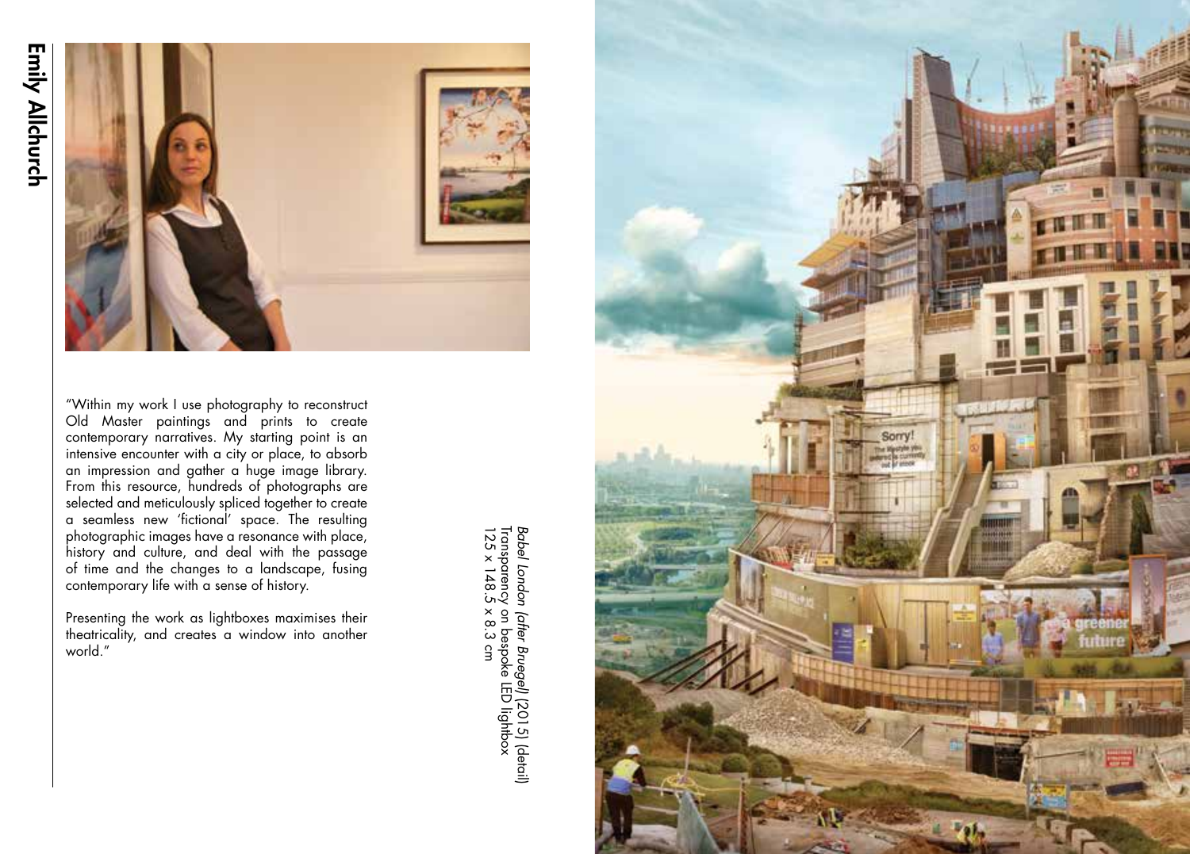# Emily Allchurch

"Within my work I use photography to reconstruct Old Master paintings and prints to create contemporary narratives. My starting point is an intensive encounter with a city or place, to absorb an impression and gather a huge image library. From this resource, hundreds of photographs are selected and meticulously spliced together to create a seamless new 'fictional' space. The resulting photographic images have a resonance with place, history and culture, and deal with the passage of time and the changes to a landscape, fusing contemporary life with a sense of history.

Presenting the work as lightboxes maximises their theatricality, and creates a window into another world."

*Babel London (after Bruegel)* (2015) (detail)
Transparency on bespoke LED lightbox
125 x 148.5 x 8.3 cm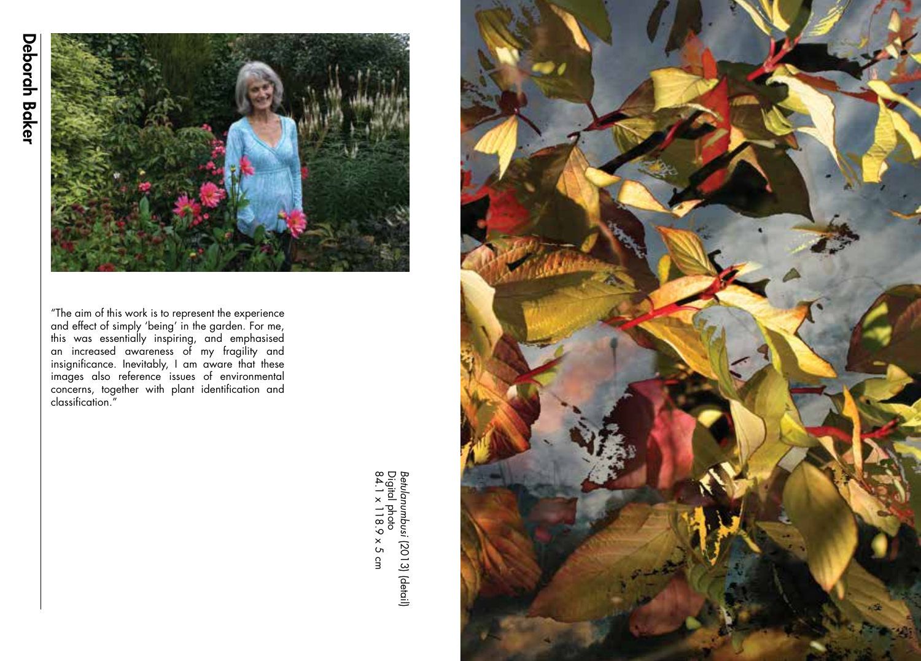# Deborah Baker

"The aim of this work is to represent the experience and effect of simply 'being' in the garden. For me, this was essentially inspiring, and emphasised an increased awareness of my fragility and insignificance. Inevitably, I am aware that these images also reference issues of environmental concerns, together with plant identification and classification."

*Betulanumbusi* (2013) (detail)
Digital photo
84.1 x 118.9 x 5 cm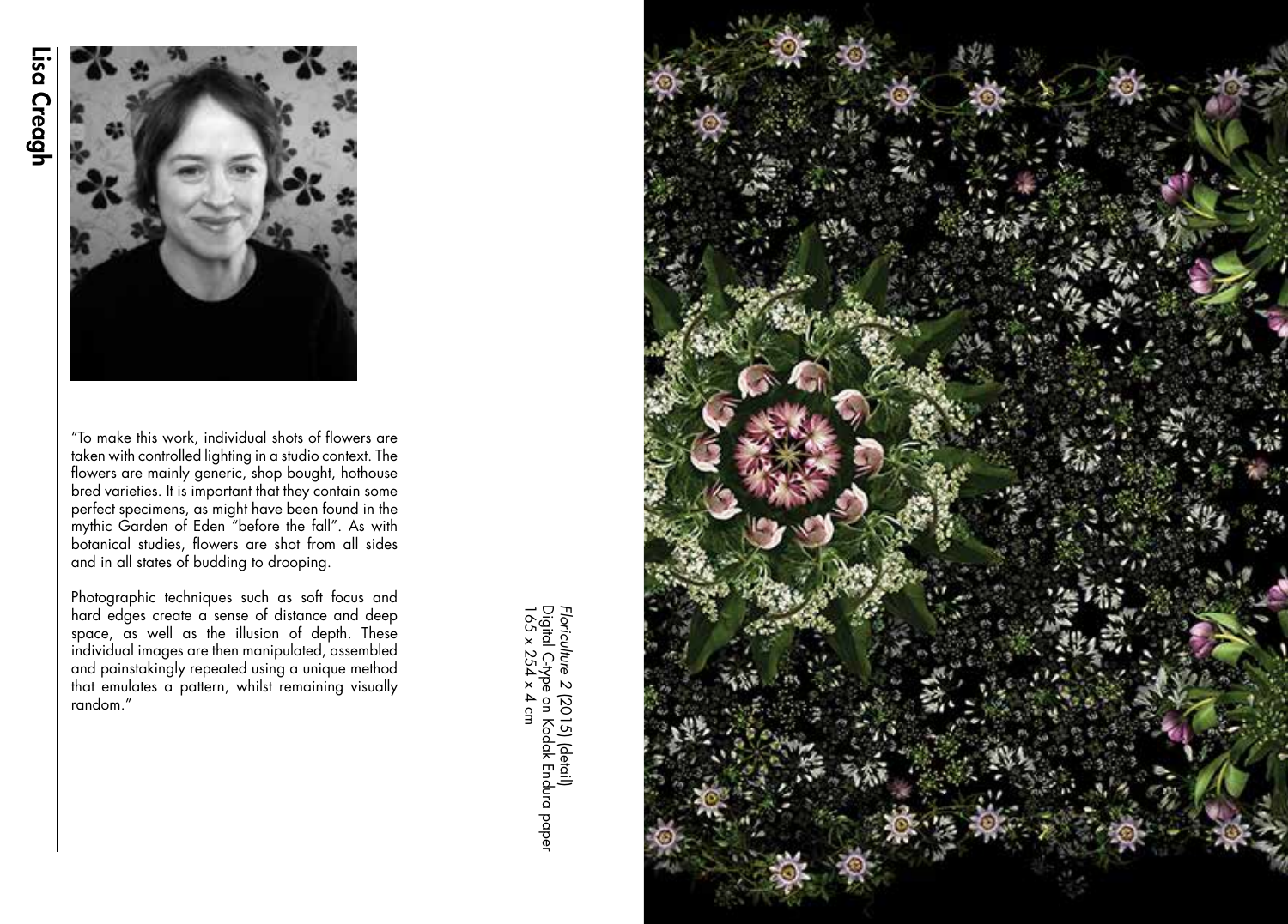# Lisa Creagh

"To make this work, individual shots of flowers are taken with controlled lighting in a studio context. The flowers are mainly generic, shop bought, hothouse bred varieties. It is important that they contain some perfect specimens, as might have been found in the mythic Garden of Eden "before the fall". As with botanical studies, flowers are shot from all sides and in all states of budding to drooping.

Photographic techniques such as soft focus and hard edges create a sense of distance and deep space, as well as the illusion of depth. These individual images are then manipulated, assembled and painstakingly repeated using a unique method that emulates a pattern, whilst remaining visually random."

*Floriculture 2* (2015) (detail)
Digital C-type on Kodak Endura paper
165 x 254 x 4 cm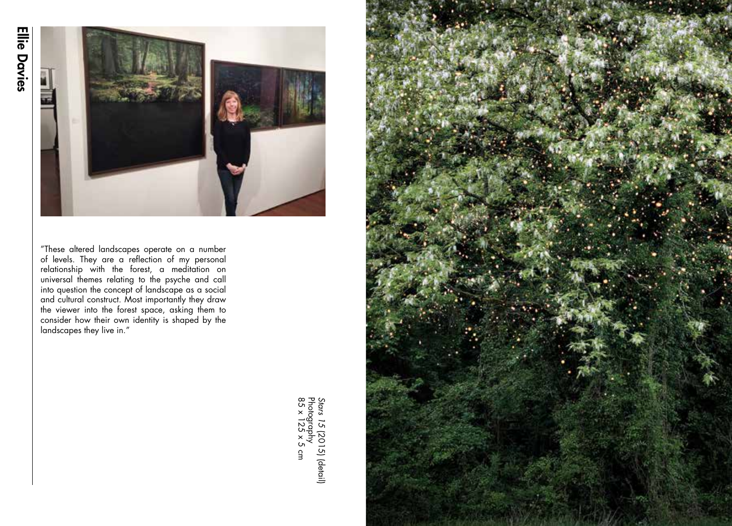# Ellie Davies

"These altered landscapes operate on a number of levels. They are a reflection of my personal relationship with the forest, a meditation on universal themes relating to the psyche and call into question the concept of landscape as a social and cultural construct. Most importantly they draw the viewer into the forest space, asking them to consider how their own identity is shaped by the landscapes they live in."

*Stars 15* (2015) (detail)
Photography
85 x 125 x 5 cm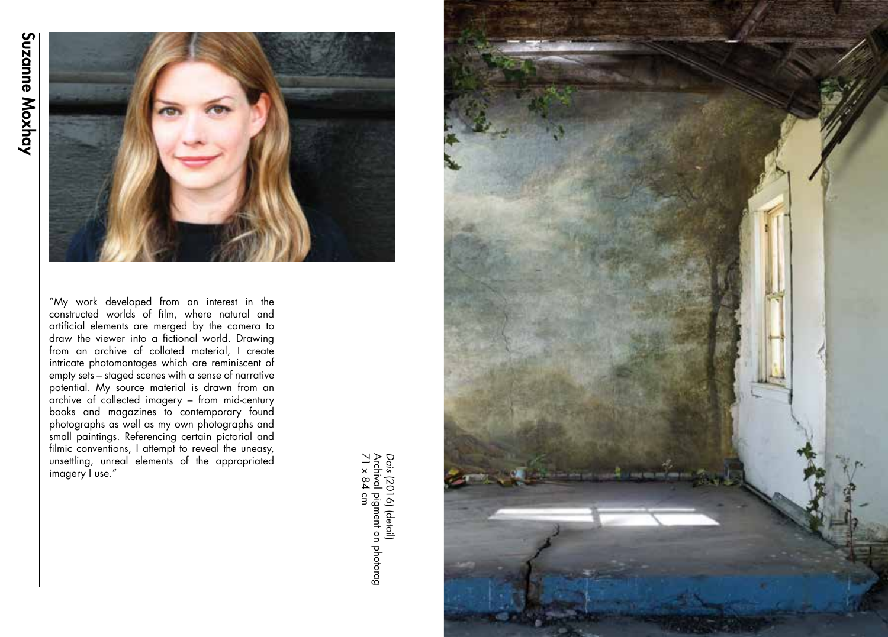# Suzanne Moxhay

"My work developed from an interest in the constructed worlds of film, where natural and artificial elements are merged by the camera to draw the viewer into a fictional world. Drawing from an archive of collated material, I create intricate photomontages which are reminiscent of empty sets – staged scenes with a sense of narrative potential. My source material is drawn from an archive of collected imagery – from mid-century books and magazines to contemporary found photographs as well as my own photographs and small paintings. Referencing certain pictorial and filmic conventions, I attempt to reveal the uneasy, unsettling, unreal elements of the appropriated imagery I use."

*Dais* (2016) (detail)
Archival pigment on photorag
71 x 84 cm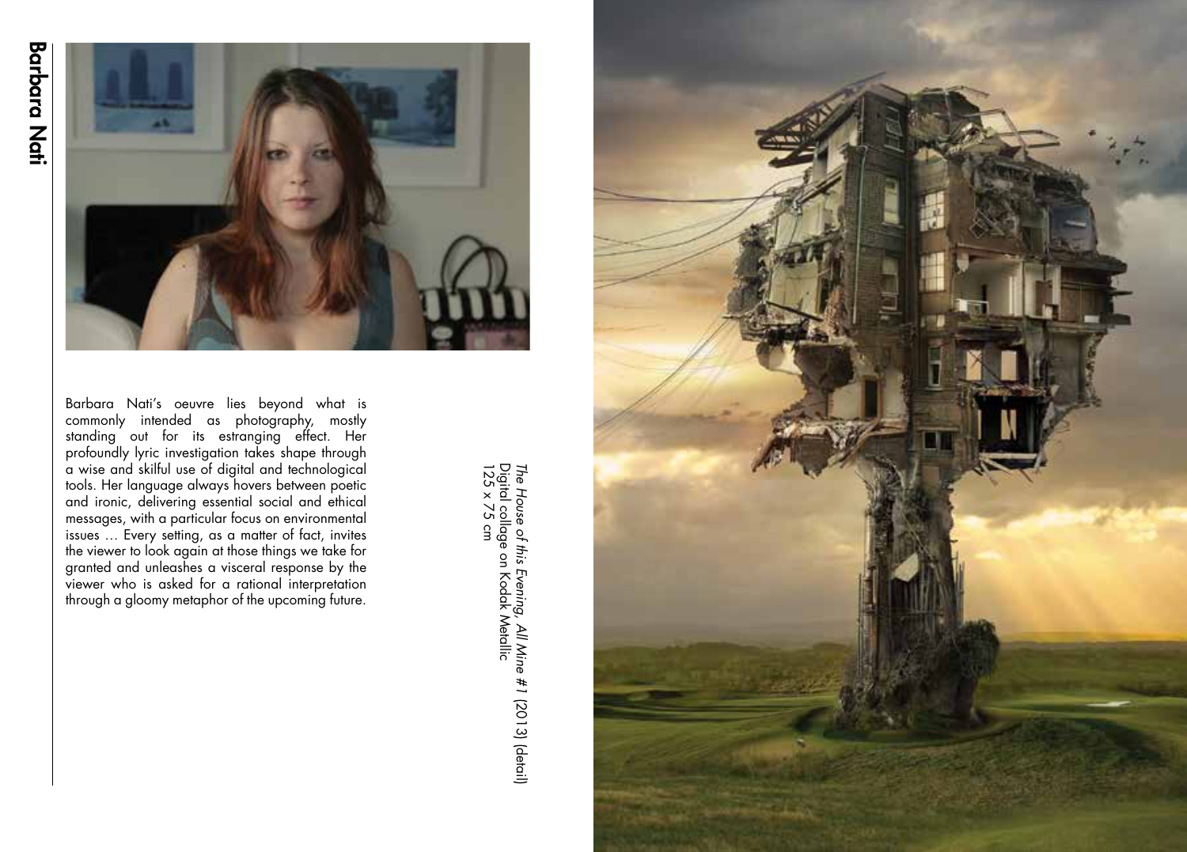# Barbara Nati

Barbara Nati's oeuvre lies beyond what is commonly intended as photography, mostly standing out for its estranging effect. Her profoundly lyric investigation takes shape through a wise and skilful use of digital and technological tools. Her language always hovers between poetic and ironic, delivering essential social and ethical messages, with a particular focus on environmental issues … Every setting, as a matter of fact, invites the viewer to look again at those things we take for granted and unleashes a visceral response by the viewer who is asked for a rational interpretation through a gloomy metaphor of the upcoming future.

*The House of this Evening, All Mine #1* (2013) (detail)
Digital collage on Kodak Metallic
125 x 75 cm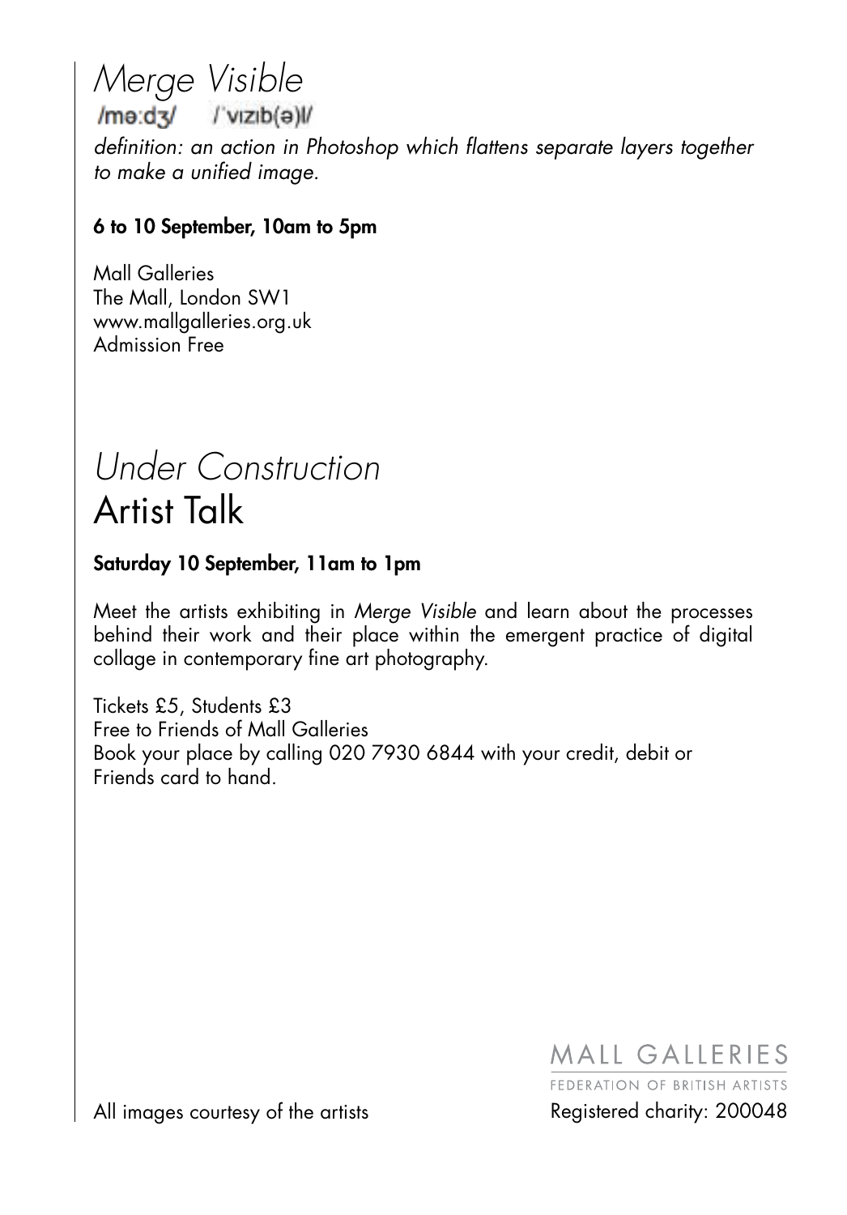# *Merge Visible*

/mə:dʒ/ /ˈvɪzɪb(ə)l/

*definition: an action in Photoshop which flattens separate layers together to make a unified image.*

**6 to 10 September, 10am to 5pm**

Mall Galleries
The Mall, London SW1
www.mallgalleries.org.uk
Admission Free

# *Under Construction*

# Artist Talk

**Saturday 10 September, 11am to 1pm**

Meet the artists exhibiting in *Merge Visible* and learn about the processes behind their work and their place within the emergent practice of digital collage in contemporary fine art photography.

Tickets £5, Students £3
Free to Friends of Mall Galleries
Book your place by calling 020 7930 6844 with your credit, debit or Friends card to hand.

MALL GALLERIES
FEDERATION OF BRITISH ARTISTS
Registered charity: 200048

All images courtesy of the artists